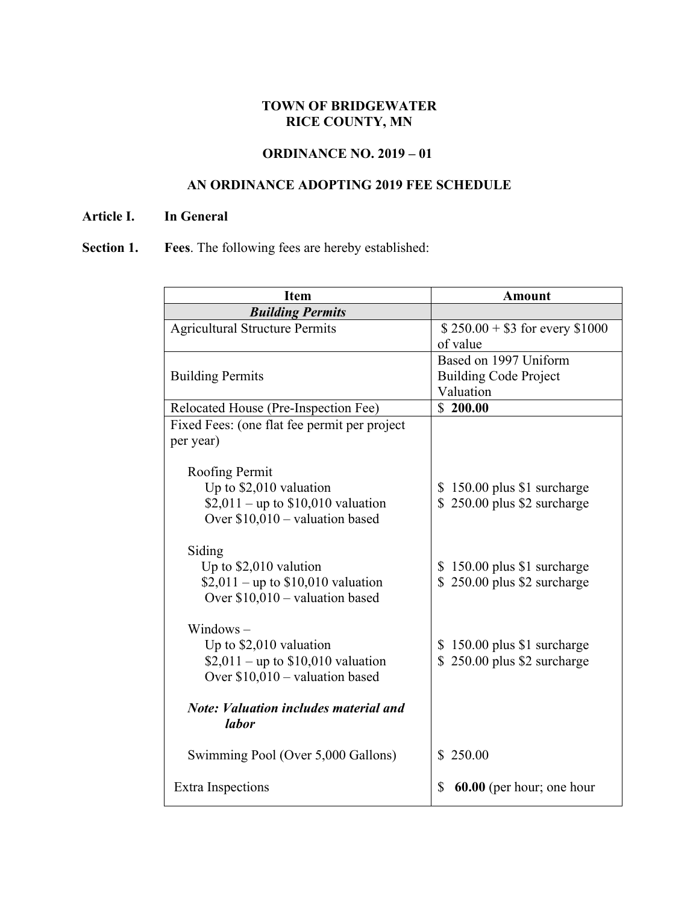**TOWN OF BRIDGEWATER**
**RICE COUNTY, MN**

**ORDINANCE NO. 2019 – 01**

**AN ORDINANCE ADOPTING 2019 FEE SCHEDULE**

**Article I. In General**

**Section 1. Fees**. The following fees are hereby established:

| Item | Amount |
|---|---|
| ***Building Permits*** | |
| Agricultural Structure Permits | $ 250.00 + $3 for every $1000 of value |
| Building Permits | Based on 1997 Uniform Building Code Project Valuation |
| Relocated House (Pre-Inspection Fee) | $ **200.00** |
| Fixed Fees: (one flat fee permit per project per year) | |
| Roofing Permit | |
| Up to $2,010 valuation | $ 150.00 plus $1 surcharge |
| $2,011 – up to $10,010 valuation | $ 250.00 plus $2 surcharge |
| Over $10,010 – valuation based | |
| Siding | |
| Up to $2,010 valution | $ 150.00 plus $1 surcharge |
| $2,011 – up to $10,010 valuation | $ 250.00 plus $2 surcharge |
| Over $10,010 – valuation based | |
| Windows – | |
| Up to $2,010 valuation | $ 150.00 plus $1 surcharge |
| $2,011 – up to $10,010 valuation | $ 250.00 plus $2 surcharge |
| Over $10,010 – valuation based | |
| ***Note: Valuation includes material and labor*** | |
| Swimming Pool (Over 5,000 Gallons) | $ 250.00 |
| Extra Inspections | $ **60.00** (per hour; one hour |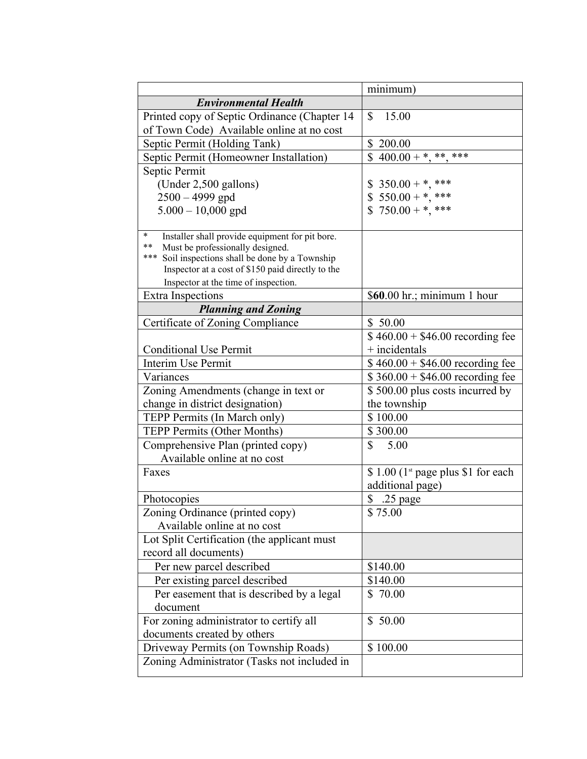| | |
|---|---|
| | minimum) |
| ***Environmental Health*** | |
| Printed copy of Septic Ordinance (Chapter 14 of Town Code) Available online at no cost | $ 15.00 |
| Septic Permit (Holding Tank) | $ 200.00 |
| Septic Permit (Homeowner Installation) | $ 400.00 + *, **, *** |
| Septic Permit<br>(Under 2,500 gallons)<br>2500 – 4999 gpd<br>5.000 – 10,000 gpd | <br>$ 350.00 + *, ***<br>$ 550.00 + *, ***<br>$ 750.00 + *, *** |
| * Installer shall provide equipment for pit bore.<br>** Must be professionally designed.<br>*** Soil inspections shall be done by a Township Inspector at a cost of $150 paid directly to the Inspector at the time of inspection. | |
| Extra Inspections | $**60**.00 hr.; minimum 1 hour |
| ***Planning and Zoning*** | |
| Certificate of Zoning Compliance | $ 50.00 |
| Conditional Use Permit | $ 460.00 + $46.00 recording fee + incidentals |
| Interim Use Permit | $ 460.00 + $46.00 recording fee |
| Variances | $ 360.00 + $46.00 recording fee |
| Zoning Amendments (change in text or change in district designation) | $ 500.00 plus costs incurred by the township |
| TEPP Permits (In March only) | $ 100.00 |
| TEPP Permits (Other Months) | $ 300.00 |
| Comprehensive Plan (printed copy)<br>Available online at no cost | $ 5.00 |
| Faxes | $ 1.00 (1st page plus $1 for each additional page) |
| Photocopies | $ .25 page |
| Zoning Ordinance (printed copy)<br>Available online at no cost | $ 75.00 |
| Lot Split Certification (the applicant must record all documents) | |
| Per new parcel described | $140.00 |
| Per existing parcel described | $140.00 |
| Per easement that is described by a legal document | $ 70.00 |
| For zoning administrator to certify all documents created by others | $ 50.00 |
| Driveway Permits (on Township Roads) | $ 100.00 |
| Zoning Administrator (Tasks not included in | |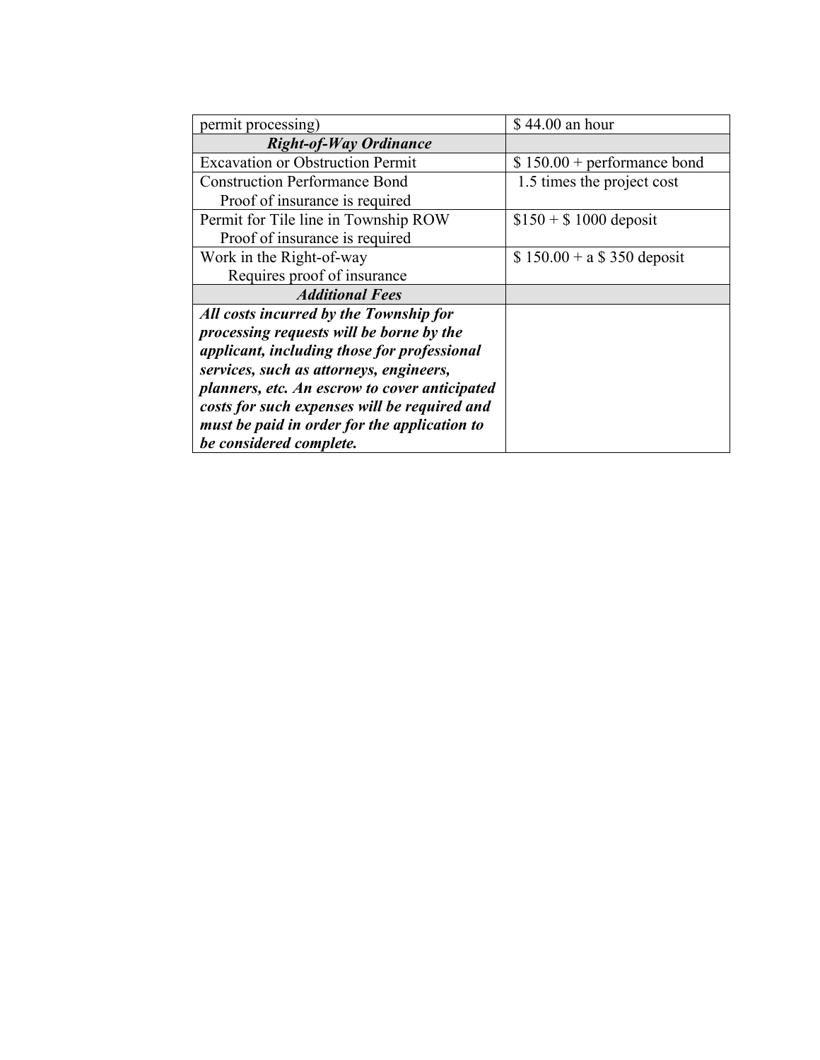| | |
|---|---|
| permit processing) | $ 44.00 an hour |
| ***Right-of-Way Ordinance*** | |
| Excavation or Obstruction Permit | $ 150.00 + performance bond |
| Construction Performance Bond<br>Proof of insurance is required | 1.5 times the project cost |
| Permit for Tile line in Township ROW<br>Proof of insurance is required | $150 + $ 1000 deposit |
| Work in the Right-of-way<br>Requires proof of insurance | $ 150.00 + a $ 350 deposit |
| ***Additional Fees*** | |
| ***All costs incurred by the Township for processing requests will be borne by the applicant, including those for professional services, such as attorneys, engineers, planners, etc. An escrow to cover anticipated costs for such expenses will be required and must be paid in order for the application to be considered complete.*** | |